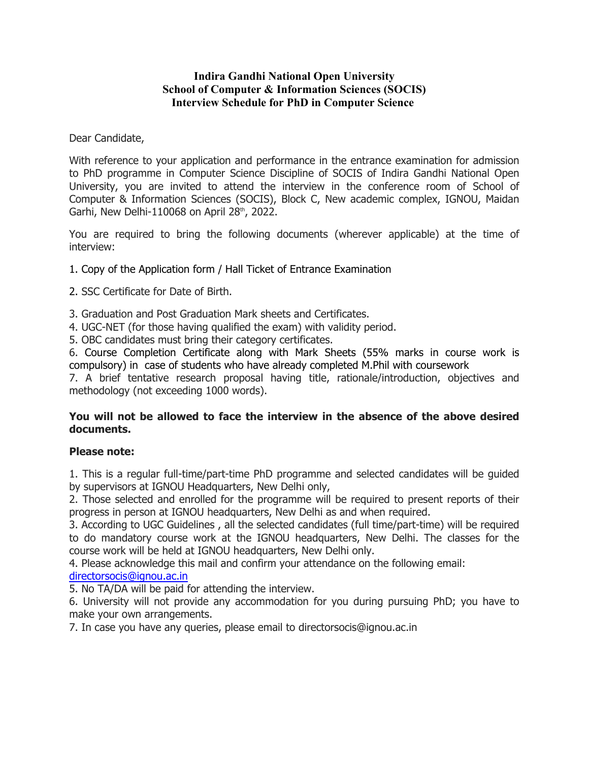**Indira Gandhi National Open University**
**School of Computer & Information Sciences (SOCIS)**
**Interview Schedule for PhD in Computer Science**

Dear Candidate,

With reference to your application and performance in the entrance examination for admission to PhD programme in Computer Science Discipline of SOCIS of Indira Gandhi National Open University, you are invited to attend the interview in the conference room of School of Computer & Information Sciences (SOCIS), Block C, New academic complex, IGNOU, Maidan Garhi, New Delhi-110068 on April 28th, 2022.

You are required to bring the following documents (wherever applicable) at the time of interview:

1. Copy of the Application form / Hall Ticket of Entrance Examination

2. SSC Certificate for Date of Birth.

3. Graduation and Post Graduation Mark sheets and Certificates.
4. UGC-NET (for those having qualified the exam) with validity period.
5. OBC candidates must bring their category certificates.
6. Course Completion Certificate along with Mark Sheets (55% marks in course work is compulsory) in case of students who have already completed M.Phil with coursework
7. A brief tentative research proposal having title, rationale/introduction, objectives and methodology (not exceeding 1000 words).

**You will not be allowed to face the interview in the absence of the above desired documents.**

**Please note:**

1. This is a regular full-time/part-time PhD programme and selected candidates will be guided by supervisors at IGNOU Headquarters, New Delhi only,
2. Those selected and enrolled for the programme will be required to present reports of their progress in person at IGNOU headquarters, New Delhi as and when required.
3. According to UGC Guidelines , all the selected candidates (full time/part-time) will be required to do mandatory course work at the IGNOU headquarters, New Delhi. The classes for the course work will be held at IGNOU headquarters, New Delhi only.
4. Please acknowledge this mail and confirm your attendance on the following email: directorsocis@ignou.ac.in
5. No TA/DA will be paid for attending the interview.
6. University will not provide any accommodation for you during pursuing PhD; you have to make your own arrangements.
7. In case you have any queries, please email to directorsocis@ignou.ac.in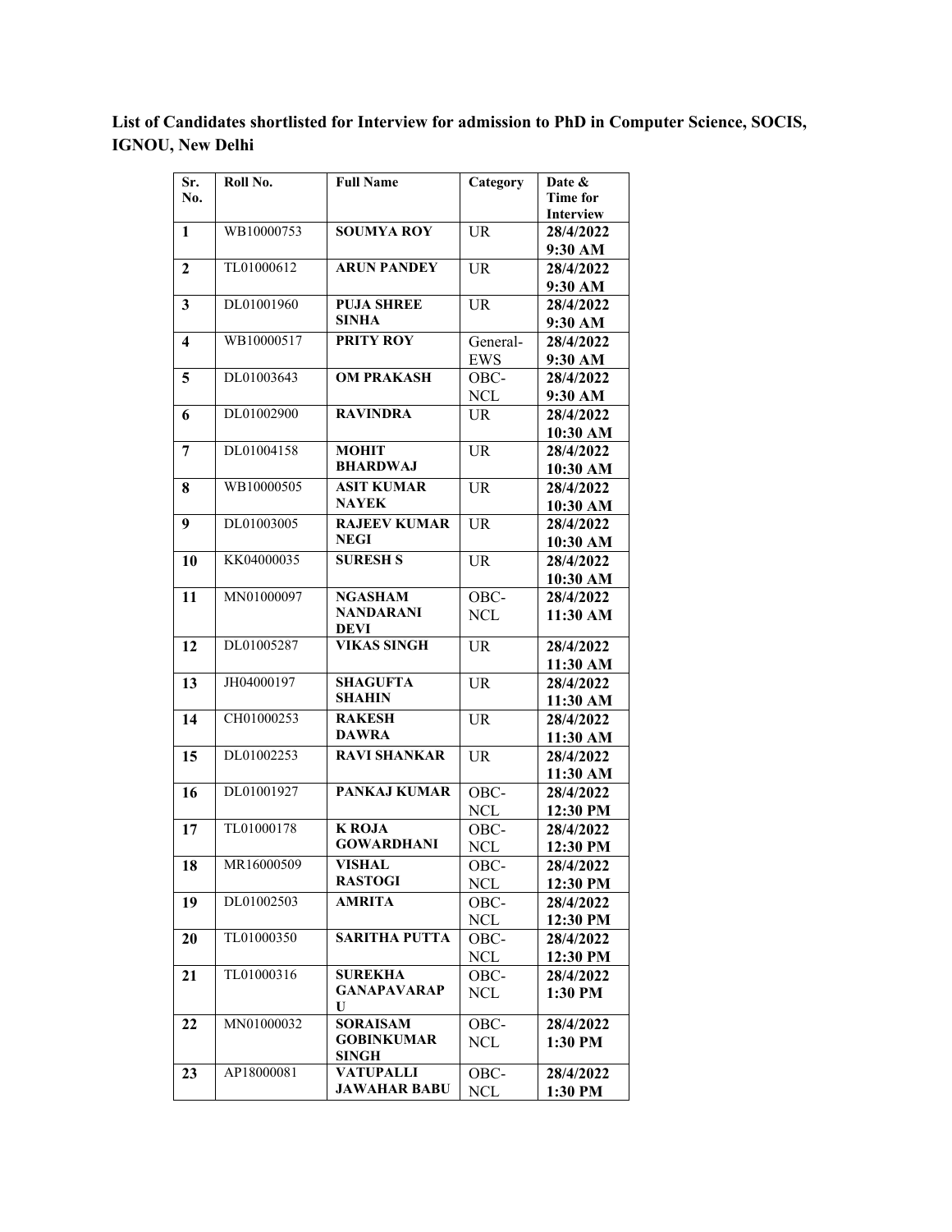**List of Candidates shortlisted for Interview for admission to PhD in Computer Science, SOCIS, IGNOU, New Delhi**

| Sr. No. | Roll No. | Full Name | Category | Date & Time for Interview |
|---|---|---|---|---|
| **1** | WB10000753 | **SOUMYA ROY** | UR | **28/4/2022 9:30 AM** |
| **2** | TL01000612 | **ARUN PANDEY** | UR | **28/4/2022 9:30 AM** |
| **3** | DL01001960 | **PUJA SHREE SINHA** | UR | **28/4/2022 9:30 AM** |
| **4** | WB10000517 | **PRITY ROY** | General-EWS | **28/4/2022 9:30 AM** |
| **5** | DL01003643 | **OM PRAKASH** | OBC-NCL | **28/4/2022 9:30 AM** |
| **6** | DL01002900 | **RAVINDRA** | UR | **28/4/2022 10:30 AM** |
| **7** | DL01004158 | **MOHIT BHARDWAJ** | UR | **28/4/2022 10:30 AM** |
| **8** | WB10000505 | **ASIT KUMAR NAYEK** | UR | **28/4/2022 10:30 AM** |
| **9** | DL01003005 | **RAJEEV KUMAR NEGI** | UR | **28/4/2022 10:30 AM** |
| **10** | KK04000035 | **SURESH S** | UR | **28/4/2022 10:30 AM** |
| **11** | MN01000097 | **NGASHAM NANDARANI DEVI** | OBC-NCL | **28/4/2022 11:30 AM** |
| **12** | DL01005287 | **VIKAS SINGH** | UR | **28/4/2022 11:30 AM** |
| **13** | JH04000197 | **SHAGUFTA SHAHIN** | UR | **28/4/2022 11:30 AM** |
| **14** | CH01000253 | **RAKESH DAWRA** | UR | **28/4/2022 11:30 AM** |
| **15** | DL01002253 | **RAVI SHANKAR** | UR | **28/4/2022 11:30 AM** |
| **16** | DL01001927 | **PANKAJ KUMAR** | OBC-NCL | **28/4/2022 12:30 PM** |
| **17** | TL01000178 | **K ROJA GOWARDHANI** | OBC-NCL | **28/4/2022 12:30 PM** |
| **18** | MR16000509 | **VISHAL RASTOGI** | OBC-NCL | **28/4/2022 12:30 PM** |
| **19** | DL01002503 | **AMRITA** | OBC-NCL | **28/4/2022 12:30 PM** |
| **20** | TL01000350 | **SARITHA PUTTA** | OBC-NCL | **28/4/2022 12:30 PM** |
| **21** | TL01000316 | **SUREKHA GANAPAVARAPU** | OBC-NCL | **28/4/2022 1:30 PM** |
| **22** | MN01000032 | **SORAISAM GOBINKUMAR SINGH** | OBC-NCL | **28/4/2022 1:30 PM** |
| **23** | AP18000081 | **VATUPALLI JAWAHAR BABU** | OBC-NCL | **28/4/2022 1:30 PM** |